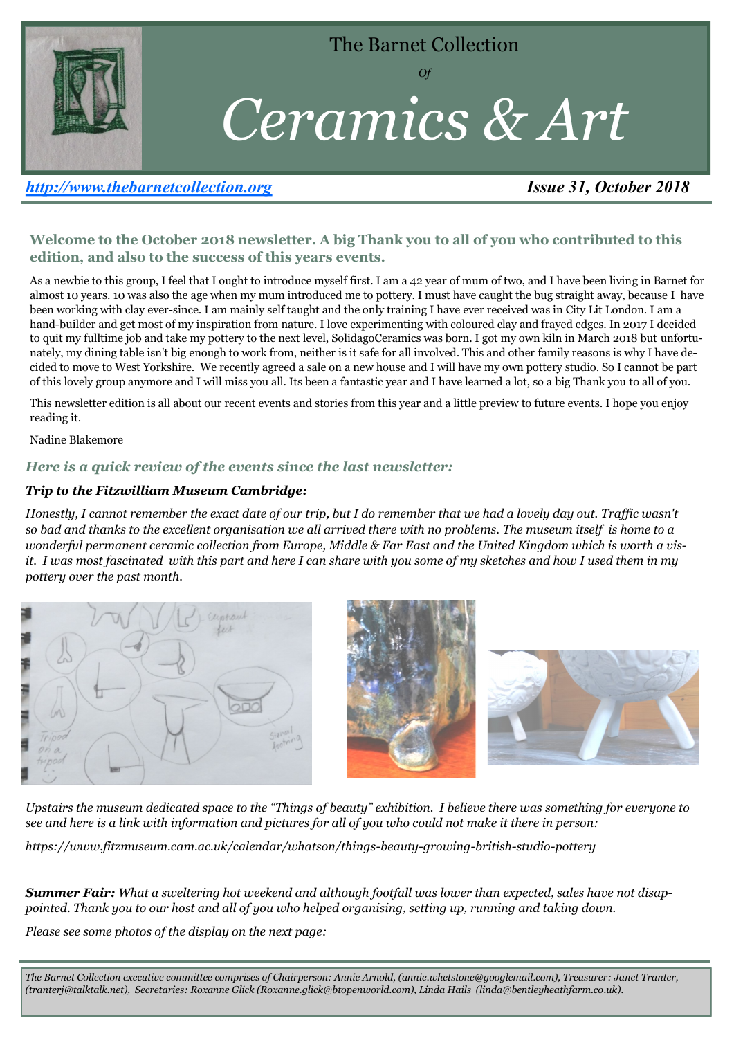# The Barnet Collection

*Of*

# *Ceramics & Art*

*http://www.thebarnetcollection.org* — ***Issue 31, October 2018***

**Welcome to the October 2018 newsletter. A big Thank you to all of you who contributed to this edition, and also to the success of this years events.**

As a newbie to this group, I feel that I ought to introduce myself first. I am a 42 year of mum of two, and I have been living in Barnet for almost 10 years. 10 was also the age when my mum introduced me to pottery. I must have caught the bug straight away, because I have been working with clay ever-since. I am mainly self taught and the only training I have ever received was in City Lit London. I am a hand-builder and get most of my inspiration from nature. I love experimenting with coloured clay and frayed edges. In 2017 I decided to quit my fulltime job and take my pottery to the next level, SolidagoCeramics was born. I got my own kiln in March 2018 but unfortunately, my dining table isn't big enough to work from, neither is it safe for all involved. This and other family reasons is why I have decided to move to West Yorkshire. We recently agreed a sale on a new house and I will have my own pottery studio. So I cannot be part of this lovely group anymore and I will miss you all. Its been a fantastic year and I have learned a lot, so a big Thank you to all of you.

This newsletter edition is all about our recent events and stories from this year and a little preview to future events. I hope you enjoy reading it.

Nadine Blakemore

### *Here is a quick review of the events since the last newsletter:*

***Trip to the Fitzwilliam Museum Cambridge:***

*Honestly, I cannot remember the exact date of our trip, but I do remember that we had a lovely day out. Traffic wasn't so bad and thanks to the excellent organisation we all arrived there with no problems. The museum itself is home to a wonderful permanent ceramic collection from Europe, Middle & Far East and the United Kingdom which is worth a visit. I was most fascinated with this part and here I can share with you some of my sketches and how I used them in my pottery over the past month.*

*Upstairs the museum dedicated space to the "Things of beauty" exhibition. I believe there was something for everyone to see and here is a link with information and pictures for all of you who could not make it there in person:*

*https://www.fitzmuseum.cam.ac.uk/calendar/whatson/things-beauty-growing-british-studio-pottery*

***Summer Fair:*** *What a sweltering hot weekend and although footfall was lower than expected, sales have not disappointed. Thank you to our host and all of you who helped organising, setting up, running and taking down.*

*Please see some photos of the display on the next page:*

*The Barnet Collection executive committee comprises of Chairperson: Annie Arnold, (annie.whetstone@googlemail.com), Treasurer: Janet Tranter, (tranterj@talktalk.net), Secretaries: Roxanne Glick (Roxanne.glick@btopenworld.com), Linda Hails (linda@bentleyheathfarm.co.uk).*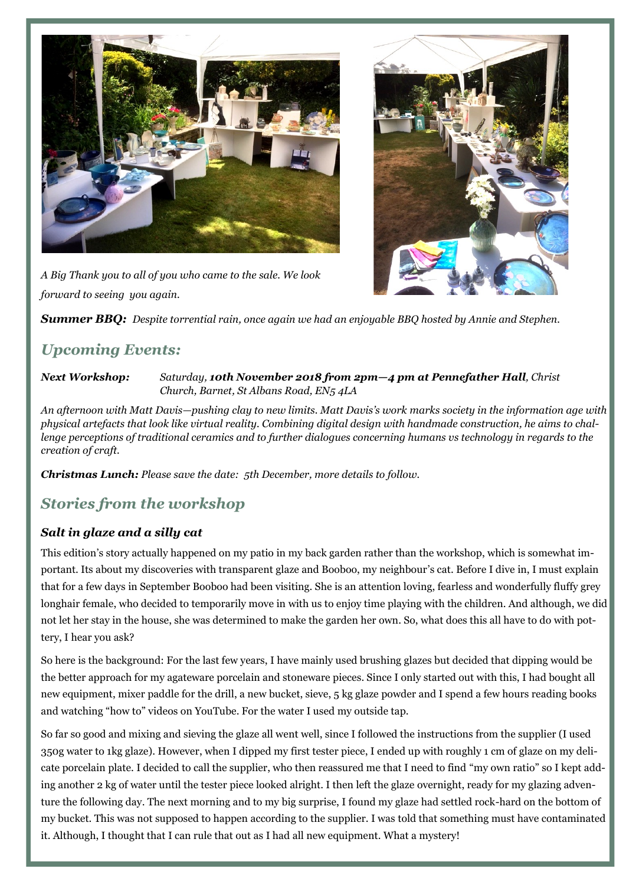*A Big Thank you to all of you who came to the sale. We look forward to seeing you again.*

***Summer BBQ:*** *Despite torrential rain, once again we had an enjoyable BBQ hosted by Annie and Stephen.*

## *Upcoming Events:*

***Next Workshop:*** *Saturday, **10th November 2018 from 2pm—4 pm at Pennefather Hall**, Christ Church, Barnet, St Albans Road, EN5 4LA*

*An afternoon with Matt Davis—pushing clay to new limits. Matt Davis's work marks society in the information age with physical artefacts that look like virtual reality. Combining digital design with handmade construction, he aims to challenge perceptions of traditional ceramics and to further dialogues concerning humans vs technology in regards to the creation of craft.*

***Christmas Lunch:*** *Please save the date: 5th December, more details to follow.*

## *Stories from the workshop*

### *Salt in glaze and a silly cat*

This edition's story actually happened on my patio in my back garden rather than the workshop, which is somewhat important. Its about my discoveries with transparent glaze and Booboo, my neighbour's cat. Before I dive in, I must explain that for a few days in September Booboo had been visiting. She is an attention loving, fearless and wonderfully fluffy grey longhair female, who decided to temporarily move in with us to enjoy time playing with the children. And although, we did not let her stay in the house, she was determined to make the garden her own. So, what does this all have to do with pottery, I hear you ask?

So here is the background: For the last few years, I have mainly used brushing glazes but decided that dipping would be the better approach for my agateware porcelain and stoneware pieces. Since I only started out with this, I had bought all new equipment, mixer paddle for the drill, a new bucket, sieve, 5 kg glaze powder and I spend a few hours reading books and watching "how to" videos on YouTube. For the water I used my outside tap.

So far so good and mixing and sieving the glaze all went well, since I followed the instructions from the supplier (I used 350g water to 1kg glaze). However, when I dipped my first tester piece, I ended up with roughly 1 cm of glaze on my delicate porcelain plate. I decided to call the supplier, who then reassured me that I need to find "my own ratio" so I kept adding another 2 kg of water until the tester piece looked alright. I then left the glaze overnight, ready for my glazing adventure the following day. The next morning and to my big surprise, I found my glaze had settled rock-hard on the bottom of my bucket. This was not supposed to happen according to the supplier. I was told that something must have contaminated it. Although, I thought that I can rule that out as I had all new equipment. What a mystery!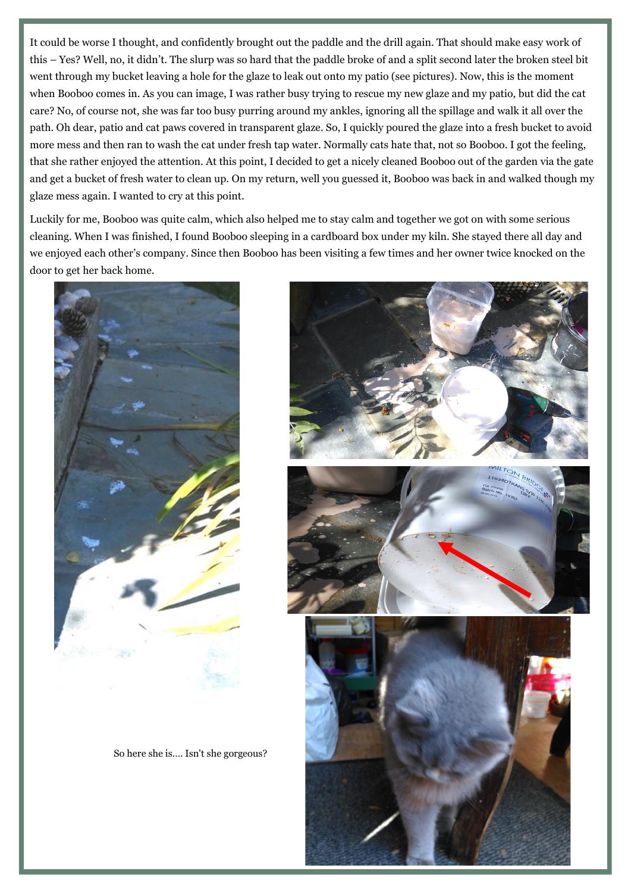It could be worse I thought, and confidently brought out the paddle and the drill again. That should make easy work of this – Yes? Well, no, it didn't. The slurp was so hard that the paddle broke of and a split second later the broken steel bit went through my bucket leaving a hole for the glaze to leak out onto my patio (see pictures). Now, this is the moment when Booboo comes in. As you can image, I was rather busy trying to rescue my new glaze and my patio, but did the cat care? No, of course not, she was far too busy purring around my ankles, ignoring all the spillage and walk it all over the path. Oh dear, patio and cat paws covered in transparent glaze. So, I quickly poured the glaze into a fresh bucket to avoid more mess and then ran to wash the cat under fresh tap water. Normally cats hate that, not so Booboo. I got the feeling, that she rather enjoyed the attention. At this point, I decided to get a nicely cleaned Booboo out of the garden via the gate and get a bucket of fresh water to clean up. On my return, well you guessed it, Booboo was back in and walked though my glaze mess again. I wanted to cry at this point.

Luckily for me, Booboo was quite calm, which also helped me to stay calm and together we got on with some serious cleaning. When I was finished, I found Booboo sleeping in a cardboard box under my kiln. She stayed there all day and we enjoyed each other's company. Since then Booboo has been visiting a few times and her owner twice knocked on the door to get her back home.

So here she is.... Isn't she gorgeous?